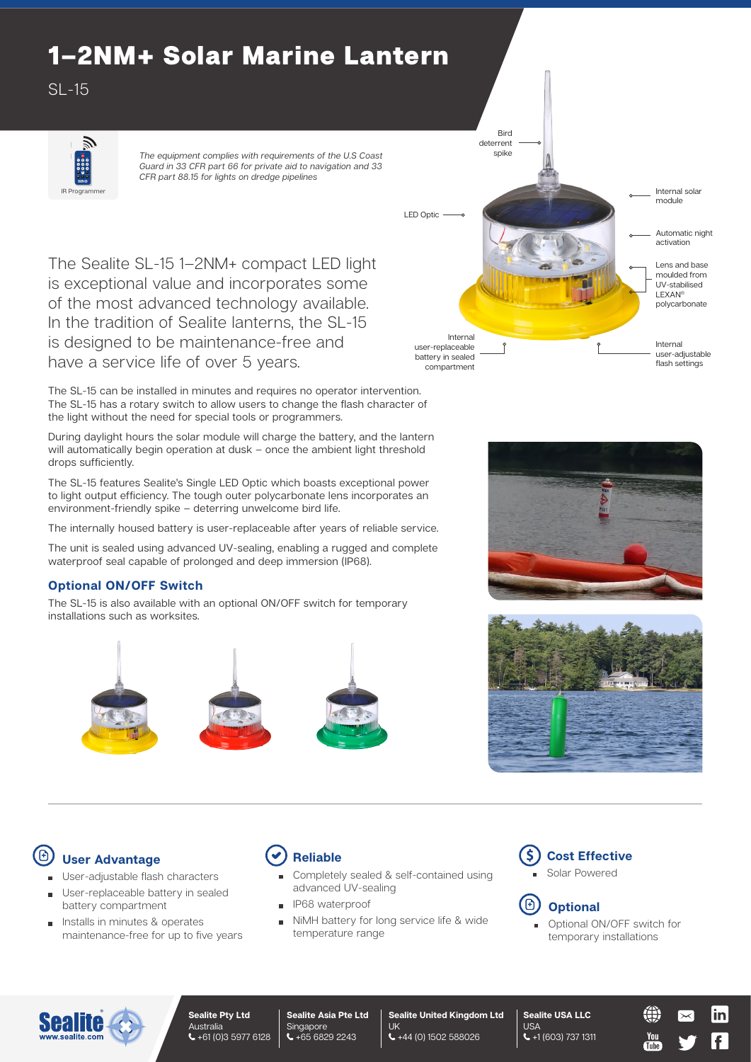# 1–2NM+ Solar Marine Lantern

SL-15

IR Programmer

*The equipment complies with requirements of the U.S Coast Guard in 33 CFR part 66 for private aid to navigation and 33 CFR part 88.15 for lights on dredge pipelines*

Bird deterrent spike

LED Optic

Internal solar module

Automatic night activation

Lens and base moulded from UV-stabilised LEXAN® polycarbonate

Internal user-replaceable battery in sealed compartment

Internal user-adjustable flash settings

The Sealite SL-15 1–2NM+ compact LED light is exceptional value and incorporates some of the most advanced technology available. In the tradition of Sealite lanterns, the SL-15 is designed to be maintenance-free and have a service life of over 5 years.

The SL-15 can be installed in minutes and requires no operator intervention. The SL-15 has a rotary switch to allow users to change the flash character of the light without the need for special tools or programmers.

During daylight hours the solar module will charge the battery, and the lantern will automatically begin operation at dusk – once the ambient light threshold drops sufficiently.

The SL-15 features Sealite's Single LED Optic which boasts exceptional power to light output efficiency. The tough outer polycarbonate lens incorporates an environment-friendly spike – deterring unwelcome bird life.

The internally housed battery is user-replaceable after years of reliable service.

The unit is sealed using advanced UV-sealing, enabling a rugged and complete waterproof seal capable of prolonged and deep immersion (IP68).

### Optional ON/OFF Switch

The SL-15 is also available with an optional ON/OFF switch for temporary installations such as worksites.

### User Advantage

- User-adjustable flash characters
- User-replaceable battery in sealed battery compartment
- Installs in minutes & operates maintenance-free for up to five years

### Reliable

- Completely sealed & self-contained using advanced UV-sealing
- IP68 waterproof
- NiMH battery for long service life & wide temperature range

### Cost Effective

- Solar Powered

### Optional

- Optional ON/OFF switch for temporary installations

Sealite www.sealite.com

**Sealite Pty Ltd** Australia +61 (0)3 5977 6128

**Sealite Asia Pte Ltd** Singapore +65 6829 2243

**Sealite United Kingdom Ltd** UK +44 (0) 1502 588026

**Sealite USA LLC** USA +1 (603) 737 1311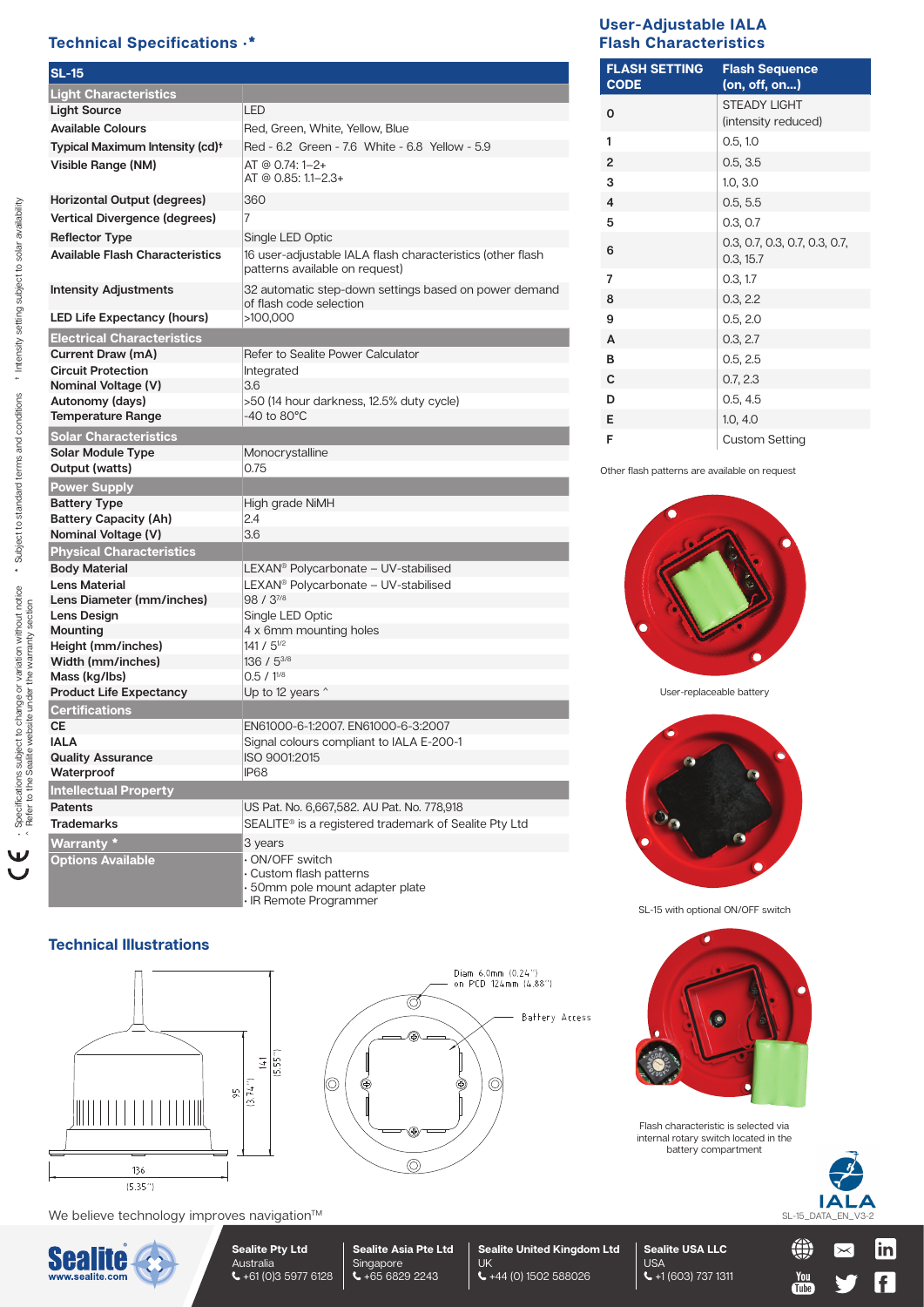## Technical Specifications ·*

| SL-15 | |
|---|---|
| **Light Characteristics** | |
| Light Source | LED |
| Available Colours | Red, Green, White, Yellow, Blue |
| Typical Maximum Intensity (cd)† | Red - 6.2 Green - 7.6 White - 6.8 Yellow - 5.9 |
| Visible Range (NM) | AT @ 0.74: 1–2+ AT @ 0.85: 1.1–2.3+ |
| Horizontal Output (degrees) | 360 |
| Vertical Divergence (degrees) | 7 |
| Reflector Type | Single LED Optic |
| Available Flash Characteristics | 16 user-adjustable IALA flash characteristics (other flash patterns available on request) |
| Intensity Adjustments | 32 automatic step-down settings based on power demand of flash code selection |
| LED Life Expectancy (hours) | >100,000 |
| **Electrical Characteristics** | |
| Current Draw (mA) | Refer to Sealite Power Calculator |
| Circuit Protection | Integrated |
| Nominal Voltage (V) | 3.6 |
| Autonomy (days) | >50 (14 hour darkness, 12.5% duty cycle) |
| Temperature Range | -40 to 80°C |
| **Solar Characteristics** | |
| Solar Module Type | Monocrystalline |
| Output (watts) | 0.75 |
| **Power Supply** | |
| Battery Type | High grade NiMH |
| Battery Capacity (Ah) | 2.4 |
| Nominal Voltage (V) | 3.6 |
| **Physical Characteristics** | |
| Body Material | LEXAN® Polycarbonate – UV-stabilised |
| Lens Material | LEXAN® Polycarbonate – UV-stabilised |
| Lens Diameter (mm/inches) | 98 / 3 7/8 |
| Lens Design | Single LED Optic |
| Mounting | 4 x 6mm mounting holes |
| Height (mm/inches) | 141 / 5 1/2 |
| Width (mm/inches) | 136 / 5 3/8 |
| Mass (kg/lbs) | 0.5 / 1 1/8 |
| Product Life Expectancy | Up to 12 years ^ |
| **Certifications** | |
| CE | EN61000-6-1:2007. EN61000-6-3:2007 |
| IALA | Signal colours compliant to IALA E-200-1 |
| Quality Assurance | ISO 9001:2015 |
| Waterproof | IP68 |
| **Intellectual Property** | |
| Patents | US Pat. No. 6,667,582. AU Pat. No. 778,918 |
| Trademarks | SEALITE® is a registered trademark of Sealite Pty Ltd |
| **Warranty *** | 3 years |
| **Options Available** | • ON/OFF switch<br>• Custom flash patterns<br>• 50mm pole mount adapter plate<br>• IR Remote Programmer |

· Specifications subject to change or variation without notice * Subject to standard terms and conditions † Intensity setting subject to solar availability
^ Refer to the Sealite website under the warranty section

## User-Adjustable IALA Flash Characteristics

| FLASH SETTING CODE | Flash Sequence (on, off, on...) |
|---|---|
| 0 | STEADY LIGHT (intensity reduced) |
| 1 | 0.5, 1.0 |
| 2 | 0.5, 3.5 |
| 3 | 1.0, 3.0 |
| 4 | 0.5, 5.5 |
| 5 | 0.3, 0.7 |
| 6 | 0.3, 0.7, 0.3, 0.7, 0.3, 0.7, 0.3, 15.7 |
| 7 | 0.3, 1.7 |
| 8 | 0.3, 2.2 |
| 9 | 0.5, 2.0 |
| A | 0.3, 2.7 |
| B | 0.5, 2.5 |
| C | 0.7, 2.3 |
| D | 0.5, 4.5 |
| E | 1.0, 4.0 |
| F | Custom Setting |

Other flash patterns are available on request

User-replaceable battery

SL-15 with optional ON/OFF switch

Flash characteristic is selected via internal rotary switch located in the battery compartment

## Technical Illustrations

136 (5.35")

95 (3.74")

141 (5.55")

Diam 6.0mm (0.24") on PCD 124mm (4.88")

Battery Access

We believe technology improves navigation™

SL-15_DATA_EN_V3-2

www.sealite.com

**Sealite Pty Ltd** Australia ☎ +61 (0)3 5977 6128

**Sealite Asia Pte Ltd** Singapore ☎ +65 6829 2243

**Sealite United Kingdom Ltd** UK ☎ +44 (0) 1502 588026

**Sealite USA LLC** USA ☎ +1 (603) 737 1311